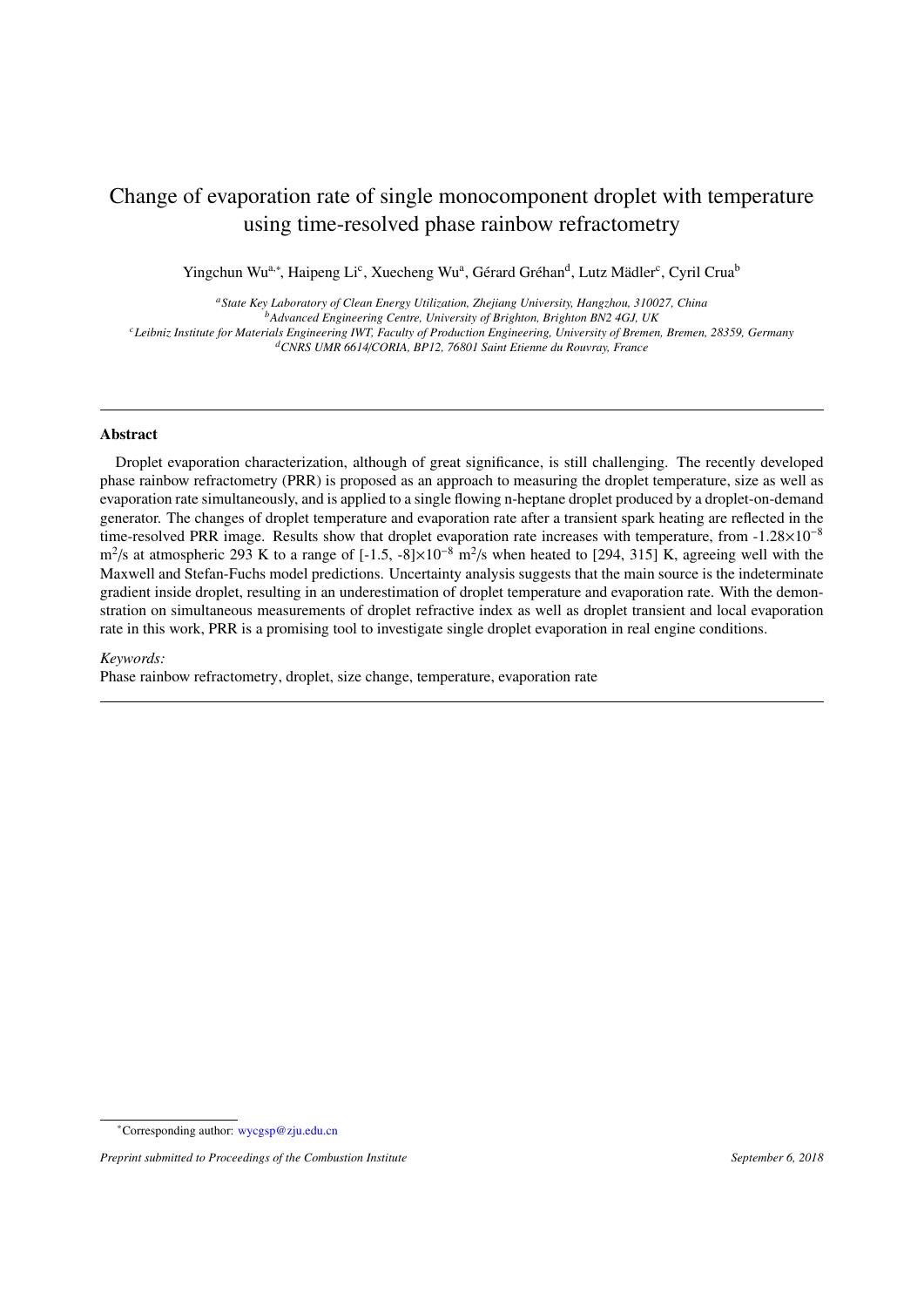# Change of evaporation rate of single monocomponent droplet with temperature using time-resolved phase rainbow refractometry

Yingchun Wu[a,*], Haipeng Li[c], Xuecheng Wu[a], Gérard Gréhan[d], Lutz Mädler[c], Cyril Crua[b]

[a] *State Key Laboratory of Clean Energy Utilization, Zhejiang University, Hangzhou, 310027, China*
[b] *Advanced Engineering Centre, University of Brighton, Brighton BN2 4GJ, UK*
[c] *Leibniz Institute for Materials Engineering IWT, Faculty of Production Engineering, University of Bremen, Bremen, 28359, Germany*
[d] *CNRS UMR 6614/CORIA, BP12, 76801 Saint Etienne du Rouvray, France*

---

## Abstract

Droplet evaporation characterization, although of great significance, is still challenging. The recently developed phase rainbow refractometry (PRR) is proposed as an approach to measuring the droplet temperature, size as well as evaporation rate simultaneously, and is applied to a single flowing n-heptane droplet produced by a droplet-on-demand generator. The changes of droplet temperature and evaporation rate after a transient spark heating are reflected in the time-resolved PRR image. Results show that droplet evaporation rate increases with temperature, from $-1.28\times10^{-8}$ $m^2/s$ at atmospheric 293 K to a range of $[-1.5, -8]\times10^{-8}$ $m^2/s$ when heated to [294, 315] K, agreeing well with the Maxwell and Stefan-Fuchs model predictions. Uncertainty analysis suggests that the main source is the indeterminate gradient inside droplet, resulting in an underestimation of droplet temperature and evaporation rate. With the demonstration on simultaneous measurements of droplet refractive index as well as droplet transient and local evaporation rate in this work, PRR is a promising tool to investigate single droplet evaporation in real engine conditions.

*Keywords:*
Phase rainbow refractometry, droplet, size change, temperature, evaporation rate

---

*Corresponding author: wycgsp@zju.edu.cn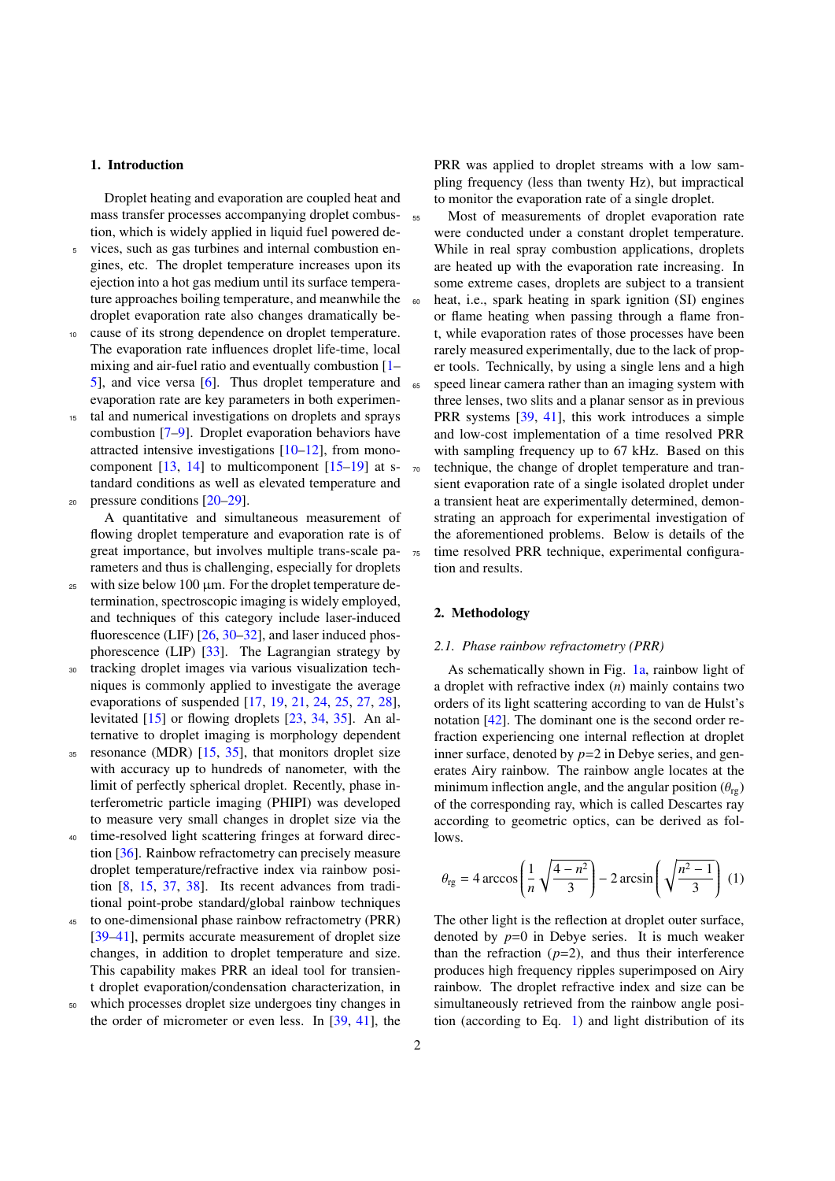## 1. Introduction

Droplet heating and evaporation are coupled heat and mass transfer processes accompanying droplet combustion, which is widely applied in liquid fuel powered devices, such as gas turbines and internal combustion engines, etc. The droplet temperature increases upon its ejection into a hot gas medium until its surface temperature approaches boiling temperature, and meanwhile the droplet evaporation rate also changes dramatically because of its strong dependence on droplet temperature. The evaporation rate influences droplet life-time, local mixing and air-fuel ratio and eventually combustion [1–5], and vice versa [6]. Thus droplet temperature and evaporation rate are key parameters in both experimental and numerical investigations on droplets and sprays combustion [7–9]. Droplet evaporation behaviors have attracted intensive investigations [10–12], from mono-component [13, 14] to multicomponent [15–19] at standard conditions as well as elevated temperature and pressure conditions [20–29].

A quantitative and simultaneous measurement of flowing droplet temperature and evaporation rate is of great importance, but involves multiple trans-scale parameters and thus is challenging, especially for droplets with size below 100 µm. For the droplet temperature determination, spectroscopic imaging is widely employed, and techniques of this category include laser-induced fluorescence (LIF) [26, 30–32], and laser induced phosphorescence (LIP) [33]. The Lagrangian strategy by tracking droplet images via various visualization techniques is commonly applied to investigate the average evaporations of suspended [17, 19, 21, 24, 25, 27, 28], levitated [15] or flowing droplets [23, 34, 35]. An alternative to droplet imaging is morphology dependent resonance (MDR) [15, 35], that monitors droplet size with accuracy up to hundreds of nanometer, with the limit of perfectly spherical droplet. Recently, phase interferometric particle imaging (PHIPI) was developed to measure very small changes in droplet size via the time-resolved light scattering fringes at forward direction [36]. Rainbow refractometry can precisely measure droplet temperature/refractive index via rainbow position [8, 15, 37, 38]. Its recent advances from traditional point-probe standard/global rainbow techniques to one-dimensional phase rainbow refractometry (PRR) [39–41], permits accurate measurement of droplet size changes, in addition to droplet temperature and size. This capability makes PRR an ideal tool for transient droplet evaporation/condensation characterization, in which processes droplet size undergoes tiny changes in the order of micrometer or even less. In [39, 41], the PRR was applied to droplet streams with a low sampling frequency (less than twenty Hz), but impractical to monitor the evaporation rate of a single droplet.

Most of measurements of droplet evaporation rate were conducted under a constant droplet temperature. While in real spray combustion applications, droplets are heated up with the evaporation rate increasing. In some extreme cases, droplets are subject to a transient heat, i.e., spark heating in spark ignition (SI) engines or flame heating when passing through a flame front, while evaporation rates of those processes have been rarely measured experimentally, due to the lack of proper tools. Technically, by using a single lens and a high speed linear camera rather than an imaging system with three lenses, two slits and a planar sensor as in previous PRR systems [39, 41], this work introduces a simple and low-cost implementation of a time resolved PRR with sampling frequency up to 67 kHz. Based on this technique, the change of droplet temperature and transient evaporation rate of a single isolated droplet under a transient heat are experimentally determined, demonstrating an approach for experimental investigation of the aforementioned problems. Below is details of the time resolved PRR technique, experimental configuration and results.

## 2. Methodology

### *2.1. Phase rainbow refractometry (PRR)*

As schematically shown in Fig. 1a, rainbow light of a droplet with refractive index ($n$) mainly contains two orders of its light scattering according to van de Hulst's notation [42]. The dominant one is the second order refraction experiencing one internal reflection at droplet inner surface, denoted by $p$=2 in Debye series, and generates Airy rainbow. The rainbow angle locates at the minimum inflection angle, and the angular position ($\theta_{rg}$) of the corresponding ray, which is called Descartes ray according to geometric optics, can be derived as follows.

$$\theta_{rg} = 4 \arccos\left(\frac{1}{n}\sqrt{\frac{4-n^2}{3}}\right) - 2 \arcsin\left(\sqrt{\frac{n^2-1}{3}}\right) \quad (1)$$

The other light is the reflection at droplet outer surface, denoted by $p$=0 in Debye series. It is much weaker than the refraction ($p$=2), and thus their interference produces high frequency ripples superimposed on Airy rainbow. The droplet refractive index and size can be simultaneously retrieved from the rainbow angle position (according to Eq. 1) and light distribution of its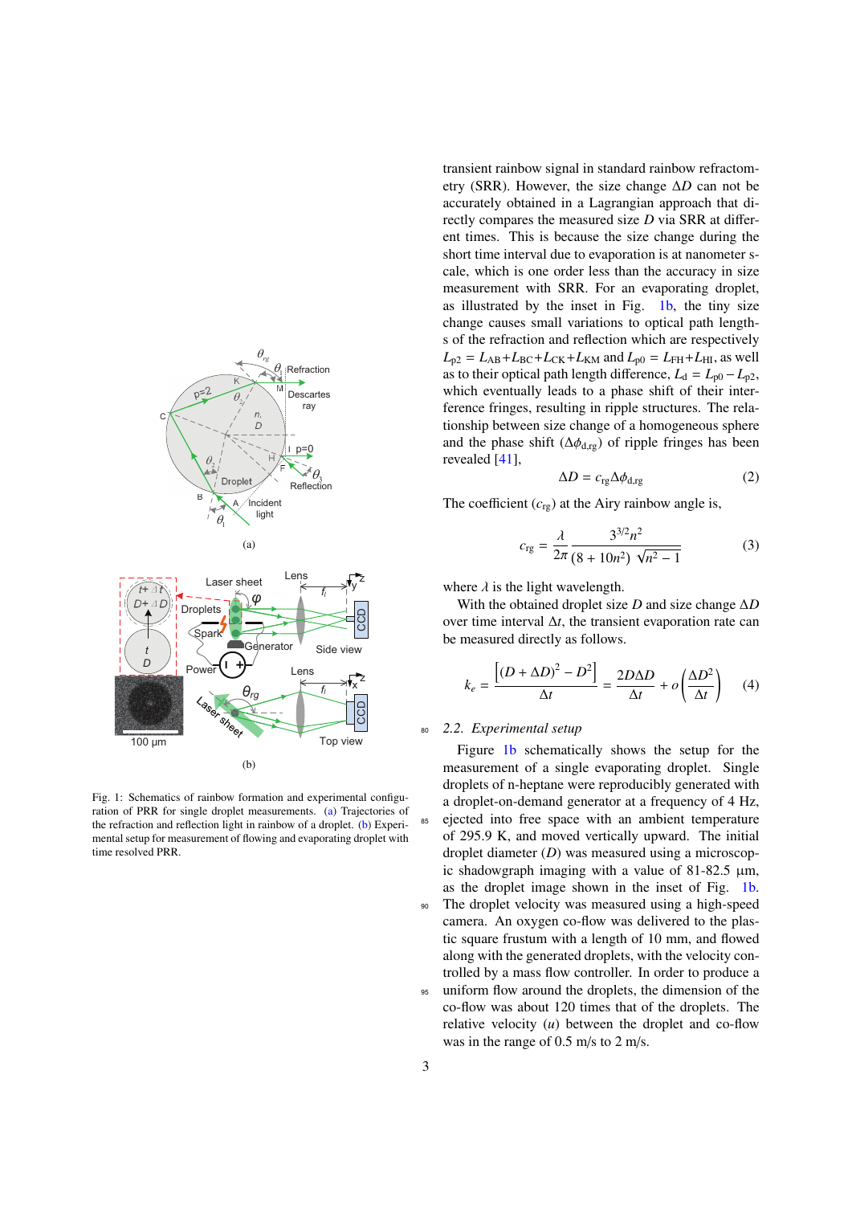Fig. 1: Schematics of rainbow formation and experimental configuration of PRR for single droplet measurements. (a) Trajectories of the refraction and reflection light in rainbow of a droplet. (b) Experimental setup for measurement of flowing and evaporating droplet with time resolved PRR.

transient rainbow signal in standard rainbow refractometry (SRR). However, the size change $\Delta D$ can not be accurately obtained in a Lagrangian approach that directly compares the measured size $D$ via SRR at different times. This is because the size change during the short time interval due to evaporation is at nanometer scale, which is one order less than the accuracy in size measurement with SRR. For an evaporating droplet, as illustrated by the inset in Fig. 1b, the tiny size change causes small variations to optical path lengths of the refraction and reflection which are respectively $L_{p2} = L_{AB}+L_{BC}+L_{CK}+L_{KM}$ and $L_{p0} = L_{FH}+L_{HI}$, as well as to their optical path length difference, $L_d = L_{p0} - L_{p2}$, which eventually leads to a phase shift of their interference fringes, resulting in ripple structures. The relationship between size change of a homogeneous sphere and the phase shift ($\Delta\phi_{d,rg}$) of ripple fringes has been revealed [41],

$$\Delta D = c_{rg}\Delta\phi_{d,rg} \tag{2}$$

The coefficient ($c_{rg}$) at the Airy rainbow angle is,

$$c_{rg} = \frac{\lambda}{2\pi}\frac{3^{3/2}n^2}{(8+10n^2)\sqrt{n^2-1}} \tag{3}$$

where $\lambda$ is the light wavelength.

With the obtained droplet size $D$ and size change $\Delta D$ over time interval $\Delta t$, the transient evaporation rate can be measured directly as follows.

$$k_e = \frac{\left[(D+\Delta D)^2 - D^2\right]}{\Delta t} = \frac{2D\Delta D}{\Delta t} + o\left(\frac{\Delta D^2}{\Delta t}\right) \tag{4}$$

### 2.2. Experimental setup

Figure 1b schematically shows the setup for the measurement of a single evaporating droplet. Single droplets of n-heptane were reproducibly generated with a droplet-on-demand generator at a frequency of 4 Hz, ejected into free space with an ambient temperature of 295.9 K, and moved vertically upward. The initial droplet diameter ($D$) was measured using a microscopic shadowgraph imaging with a value of 81-82.5 µm, as the droplet image shown in the inset of Fig. 1b. The droplet velocity was measured using a high-speed camera. An oxygen co-flow was delivered to the plastic square frustum with a length of 10 mm, and flowed along with the generated droplets, with the velocity controlled by a mass flow controller. In order to produce a uniform flow around the droplets, the dimension of the co-flow was about 120 times that of the droplets. The relative velocity ($u$) between the droplet and co-flow was in the range of 0.5 m/s to 2 m/s.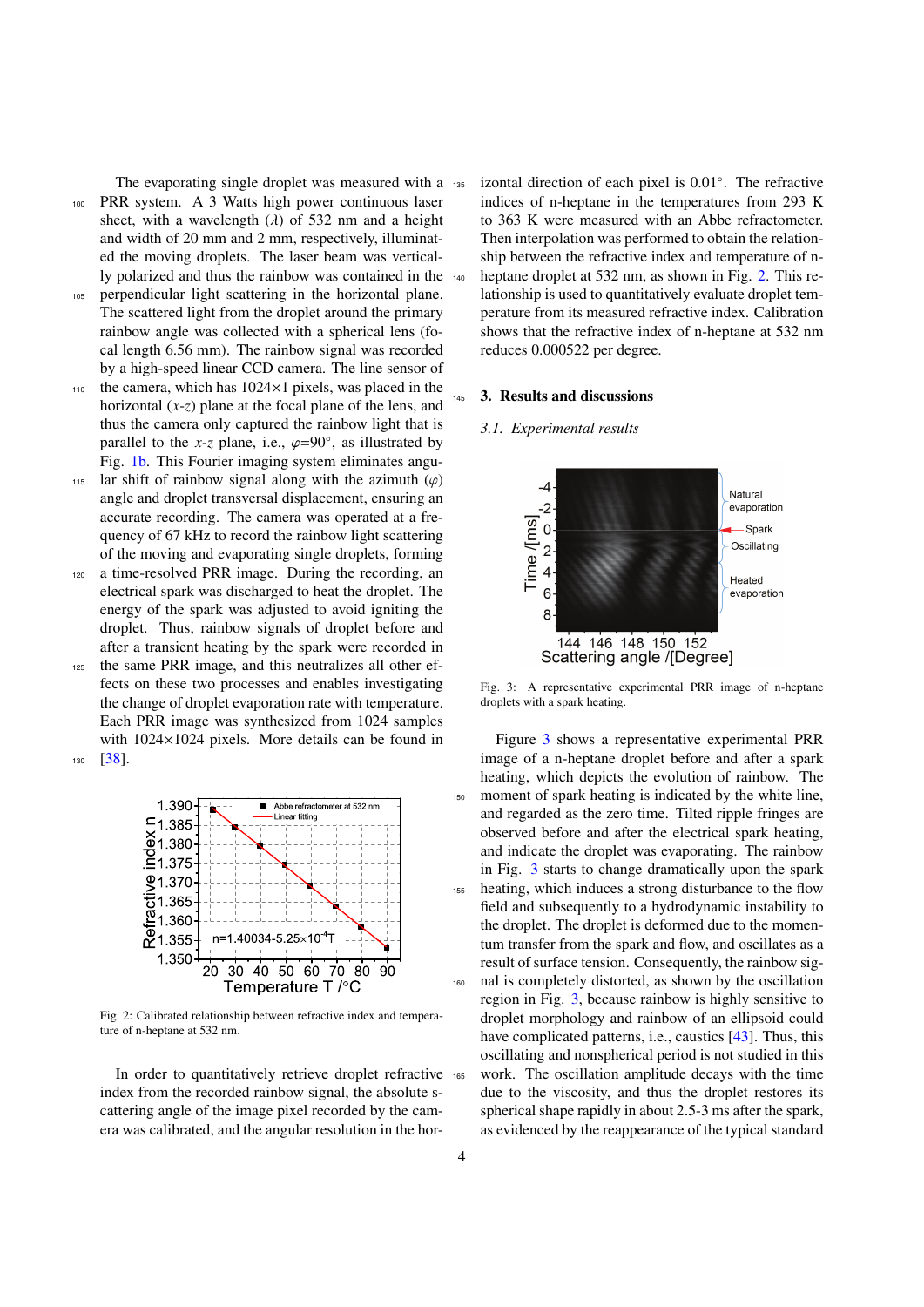The evaporating single droplet was measured with a PRR system. A 3 Watts high power continuous laser sheet, with a wavelength ($\lambda$) of 532 nm and a height and width of 20 mm and 2 mm, respectively, illuminated the moving droplets. The laser beam was vertically polarized and thus the rainbow was contained in the perpendicular light scattering in the horizontal plane. The scattered light from the droplet around the primary rainbow angle was collected with a spherical lens (focal length 6.56 mm). The rainbow signal was recorded by a high-speed linear CCD camera. The line sensor of the camera, which has 1024×1 pixels, was placed in the horizontal ($x$-$z$) plane at the focal plane of the lens, and thus the camera only captured the rainbow light that is parallel to the $x$-$z$ plane, i.e., $\varphi$=90°, as illustrated by Fig. 1b. This Fourier imaging system eliminates angular shift of rainbow signal along with the azimuth ($\varphi$) angle and droplet transversal displacement, ensuring an accurate recording. The camera was operated at a frequency of 67 kHz to record the rainbow light scattering of the moving and evaporating single droplets, forming a time-resolved PRR image. During the recording, an electrical spark was discharged to heat the droplet. The energy of the spark was adjusted to avoid igniting the droplet. Thus, rainbow signals of droplet before and after a transient heating by the spark were recorded in the same PRR image, and this neutralizes all other effects on these two processes and enables investigating the change of droplet evaporation rate with temperature. Each PRR image was synthesized from 1024 samples with 1024×1024 pixels. More details can be found in [38].

Fig. 2: Calibrated relationship between refractive index and temperature of n-heptane at 532 nm.

In order to quantitatively retrieve droplet refractive index from the recorded rainbow signal, the absolute scattering angle of the image pixel recorded by the camera was calibrated, and the angular resolution in the horizontal direction of each pixel is 0.01°. The refractive indices of n-heptane in the temperatures from 293 K to 363 K were measured with an Abbe refractometer. Then interpolation was performed to obtain the relationship between the refractive index and temperature of n-heptane droplet at 532 nm, as shown in Fig. 2. This relationship is used to quantitatively evaluate droplet temperature from its measured refractive index. Calibration shows that the refractive index of n-heptane at 532 nm reduces 0.000522 per degree.

## 3. Results and discussions

### *3.1. Experimental results*

Fig. 3: A representative experimental PRR image of n-heptane droplets with a spark heating.

Figure 3 shows a representative experimental PRR image of a n-heptane droplet before and after a spark heating, which depicts the evolution of rainbow. The moment of spark heating is indicated by the white line, and regarded as the zero time. Tilted ripple fringes are observed before and after the electrical spark heating, and indicate the droplet was evaporating. The rainbow in Fig. 3 starts to change dramatically upon the spark heating, which induces a strong disturbance to the flow field and subsequently to a hydrodynamic instability to the droplet. The droplet is deformed due to the momentum transfer from the spark and flow, and oscillates as a result of surface tension. Consequently, the rainbow signal is completely distorted, as shown by the oscillation region in Fig. 3, because rainbow is highly sensitive to droplet morphology and rainbow of an ellipsoid could have complicated patterns, i.e., caustics [43]. Thus, this oscillating and nonspherical period is not studied in this work. The oscillation amplitude decays with the time due to the viscosity, and thus the droplet restores its spherical shape rapidly in about 2.5-3 ms after the spark, as evidenced by the reappearance of the typical standard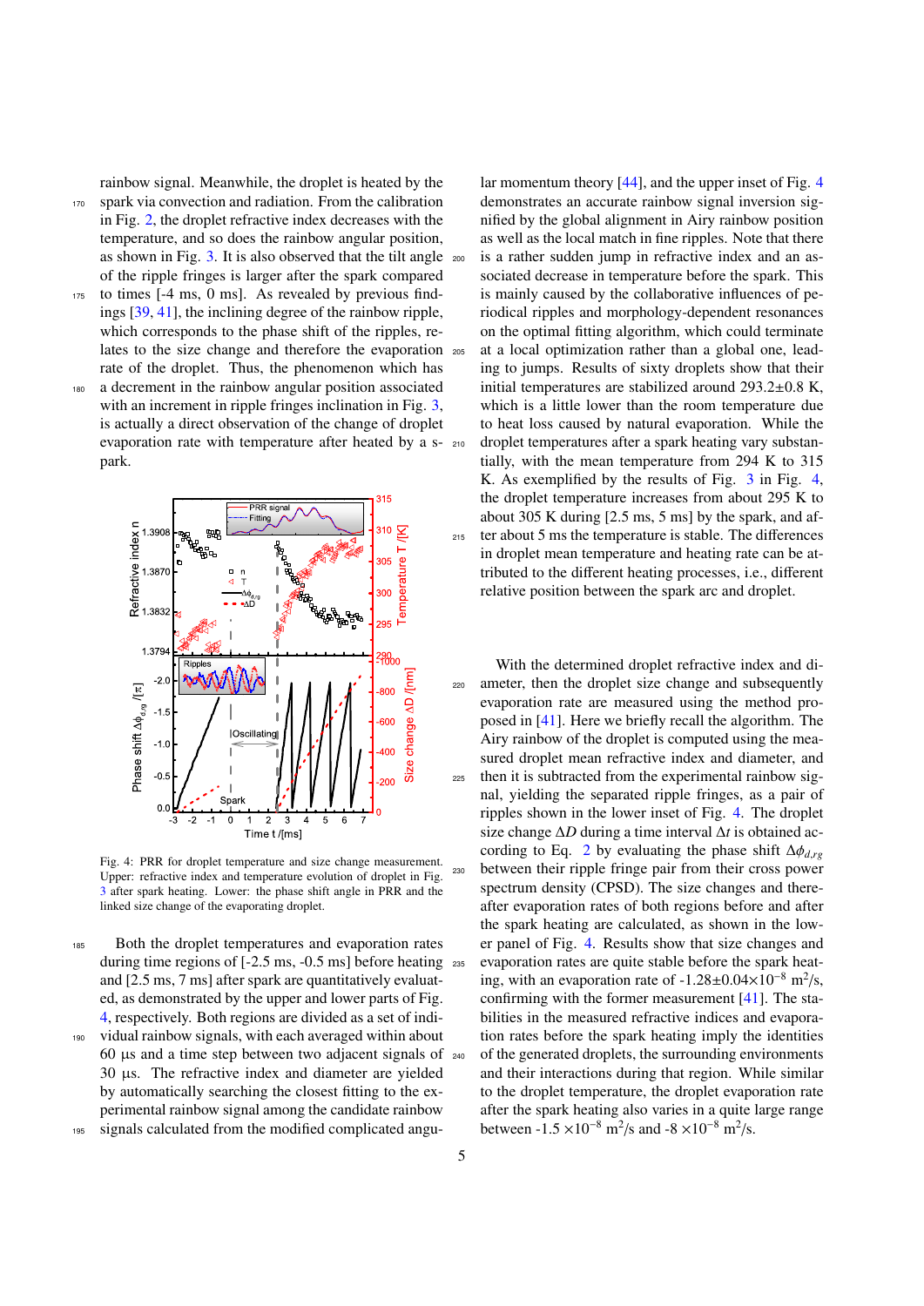rainbow signal. Meanwhile, the droplet is heated by the spark via convection and radiation. From the calibration in Fig. 2, the droplet refractive index decreases with the temperature, and so does the rainbow angular position, as shown in Fig. 3. It is also observed that the tilt angle of the ripple fringes is larger after the spark compared to times [-4 ms, 0 ms]. As revealed by previous findings [39, 41], the inclining degree of the rainbow ripple, which corresponds to the phase shift of the ripples, relates to the size change and therefore the evaporation rate of the droplet. Thus, the phenomenon which has a decrement in the rainbow angular position associated with an increment in ripple fringes inclination in Fig. 3, is actually a direct observation of the change of droplet evaporation rate with temperature after heated by a spark.

Fig. 4: PRR for droplet temperature and size change measurement. Upper: refractive index and temperature evolution of droplet in Fig. 3 after spark heating. Lower: the phase shift angle in PRR and the linked size change of the evaporating droplet.

Both the droplet temperatures and evaporation rates during time regions of [-2.5 ms, -0.5 ms] before heating and [2.5 ms, 7 ms] after spark are quantitatively evaluated, as demonstrated by the upper and lower parts of Fig. 4, respectively. Both regions are divided as a set of individual rainbow signals, with each averaged within about 60 µs and a time step between two adjacent signals of 30 µs. The refractive index and diameter are yielded by automatically searching the closest fitting to the experimental rainbow signal among the candidate rainbow signals calculated from the modified complicated angular momentum theory [44], and the upper inset of Fig. 4 demonstrates an accurate rainbow signal inversion signified by the global alignment in Airy rainbow position as well as the local match in fine ripples. Note that there is a rather sudden jump in refractive index and an associated decrease in temperature before the spark. This is mainly caused by the collaborative influences of periodical ripples and morphology-dependent resonances on the optimal fitting algorithm, which could terminate at a local optimization rather than a global one, leading to jumps. Results of sixty droplets show that their initial temperatures are stabilized around 293.2±0.8 K, which is a little lower than the room temperature due to heat loss caused by natural evaporation. While the droplet temperatures after a spark heating vary substantially, with the mean temperature from 294 K to 315 K. As exemplified by the results of Fig. 3 in Fig. 4, the droplet temperature increases from about 295 K to about 305 K during [2.5 ms, 5 ms] by the spark, and after about 5 ms the temperature is stable. The differences in droplet mean temperature and heating rate can be attributed to the different heating processes, i.e., different relative position between the spark arc and droplet.

With the determined droplet refractive index and diameter, then the droplet size change and subsequently evaporation rate are measured using the method proposed in [41]. Here we briefly recall the algorithm. The Airy rainbow of the droplet is computed using the measured droplet mean refractive index and diameter, and then it is subtracted from the experimental rainbow signal, yielding the separated ripple fringes, as a pair of ripples shown in the lower inset of Fig. 4. The droplet size change $\Delta D$ during a time interval $\Delta t$ is obtained according to Eq. 2 by evaluating the phase shift $\Delta\phi_{d,rg}$ between their ripple fringe pair from their cross power spectrum density (CPSD). The size changes and thereafter evaporation rates of both regions before and after the spark heating are calculated, as shown in the lower panel of Fig. 4. Results show that size changes and evaporation rates are quite stable before the spark heating, with an evaporation rate of -1.28±0.04×10$^{-8}$ m$^2$/s, confirming with the former measurement [41]. The stabilities in the measured refractive indices and evaporation rates before the spark heating imply the identities of the generated droplets, the surrounding environments and their interactions during that region. While similar to the droplet temperature, the droplet evaporation rate after the spark heating also varies in a quite large range between -1.5 ×10$^{-8}$ m$^2$/s and -8 ×10$^{-8}$ m$^2$/s.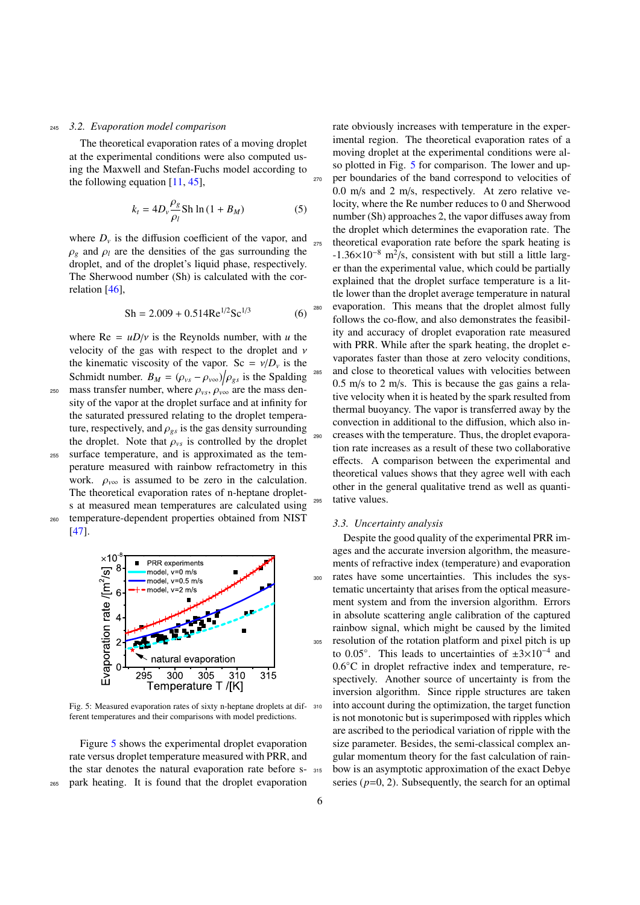### 3.2. Evaporation model comparison

The theoretical evaporation rates of a moving droplet at the experimental conditions were also computed using the Maxwell and Stefan-Fuchs model according to the following equation [11, 45],

$$k_t = 4D_v \frac{\rho_g}{\rho_l} \mathrm{Sh} \ln(1 + B_M) \tag{5}$$

where $D_v$ is the diffusion coefficient of the vapor, and $\rho_g$ and $\rho_l$ are the densities of the gas surrounding the droplet, and of the droplet's liquid phase, respectively. The Sherwood number (Sh) is calculated with the correlation [46],

$$\mathrm{Sh} = 2.009 + 0.514\mathrm{Re}^{1/2}\mathrm{Sc}^{1/3} \tag{6}$$

where $\mathrm{Re} = uD/\nu$ is the Reynolds number, with $u$ the velocity of the gas with respect to the droplet and $\nu$ the kinematic viscosity of the vapor. $\mathrm{Sc} = \nu/D_v$ is the Schmidt number. $B_M = (\rho_{vs} - \rho_{v\infty})/\rho_{gs}$ is the Spalding mass transfer number, where $\rho_{vs}$, $\rho_{v\infty}$ are the mass density of the vapor at the droplet surface and at infinity for the saturated pressured relating to the droplet temperature, respectively, and $\rho_{gs}$ is the gas density surrounding the droplet. Note that $\rho_{vs}$ is controlled by the droplet surface temperature, and is approximated as the temperature measured with rainbow refractometry in this work. $\rho_{v\infty}$ is assumed to be zero in the calculation. The theoretical evaporation rates of n-heptane droplets at measured mean temperatures are calculated using temperature-dependent properties obtained from NIST [47].

Fig. 5: Measured evaporation rates of sixty n-heptane droplets at different temperatures and their comparisons with model predictions.

Figure 5 shows the experimental droplet evaporation rate versus droplet temperature measured with PRR, and the star denotes the natural evaporation rate before spark heating. It is found that the droplet evaporation rate obviously increases with temperature in the experimental region. The theoretical evaporation rates of a moving droplet at the experimental conditions were also plotted in Fig. 5 for comparison. The lower and upper boundaries of the band correspond to velocities of 0.0 m/s and 2 m/s, respectively. At zero relative velocity, where the Re number reduces to 0 and Sherwood number (Sh) approaches 2, the vapor diffuses away from the droplet which determines the evaporation rate. The theoretical evaporation rate before the spark heating is -1.36×10$^{-8}$ m$^2$/s, consistent with but still a little larger than the experimental value, which could be partially explained that the droplet surface temperature is a little lower than the droplet average temperature in natural evaporation. This means that the droplet almost fully follows the co-flow, and also demonstrates the feasibility and accuracy of droplet evaporation rate measured with PRR. While after the spark heating, the droplet evaporates faster than those at zero velocity conditions, and close to theoretical values with velocities between 0.5 m/s to 2 m/s. This is because the gas gains a relative velocity when it is heated by the spark resulted from thermal buoyancy. The vapor is transferred away by the convection in additional to the diffusion, which also increases with the temperature. Thus, the droplet evaporation rate increases as a result of these two collaborative effects. A comparison between the experimental and theoretical values shows that they agree well with each other in the general qualitative trend as well as quantitative values.

### 3.3. Uncertainty analysis

Despite the good quality of the experimental PRR images and the accurate inversion algorithm, the measurements of refractive index (temperature) and evaporation rates have some uncertainties. This includes the systematic uncertainty that arises from the optical measurement system and from the inversion algorithm. Errors in absolute scattering angle calibration of the captured rainbow signal, which might be caused by the limited resolution of the rotation platform and pixel pitch is up to 0.05°. This leads to uncertainties of ±3×10$^{-4}$ and 0.6°C in droplet refractive index and temperature, respectively. Another source of uncertainty is from the inversion algorithm. Since ripple structures are taken into account during the optimization, the target function is not monotonic but is superimposed with ripples which are ascribed to the periodical variation of ripple with the size parameter. Besides, the semi-classical complex angular momentum theory for the fast calculation of rainbow is an asymptotic approximation of the exact Debye series ($p$=0, 2). Subsequently, the search for an optimal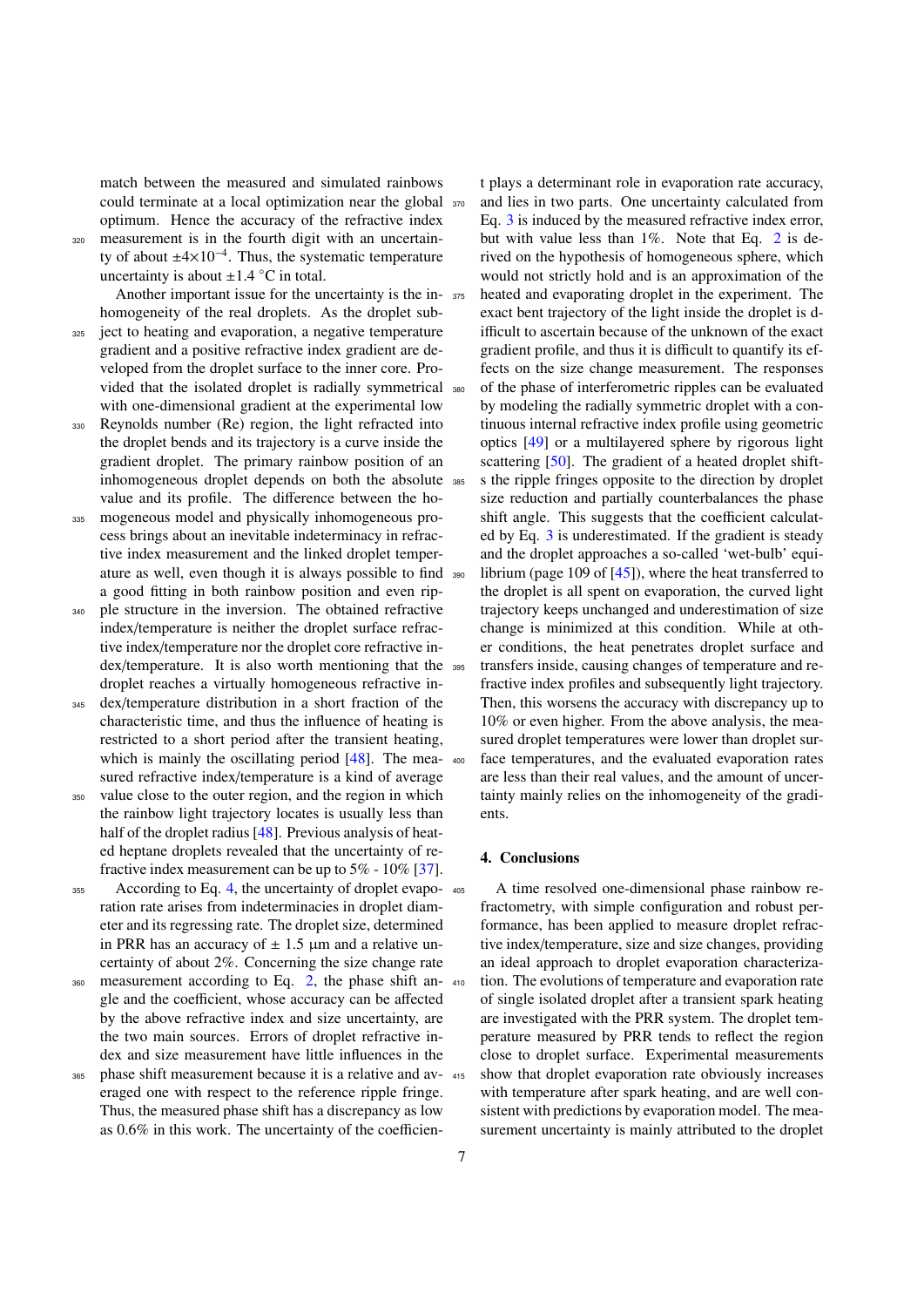match between the measured and simulated rainbows could terminate at a local optimization near the global optimum. Hence the accuracy of the refractive index measurement is in the fourth digit with an uncertainty of about $\pm 4\times10^{-4}$. Thus, the systematic temperature uncertainty is about $\pm 1.4$ °C in total.

Another important issue for the uncertainty is the inhomogeneity of the real droplets. As the droplet subject to heating and evaporation, a negative temperature gradient and a positive refractive index gradient are developed from the droplet surface to the inner core. Provided that the isolated droplet is radially symmetrical with one-dimensional gradient at the experimental low Reynolds number (Re) region, the light refracted into the droplet bends and its trajectory is a curve inside the gradient droplet. The primary rainbow position of an inhomogeneous droplet depends on both the absolute value and its profile. The difference between the homogeneous model and physically inhomogeneous process brings about an inevitable indeterminacy in refractive index measurement and the linked droplet temperature as well, even though it is always possible to find a good fitting in both rainbow position and even ripple structure in the inversion. The obtained refractive index/temperature is neither the droplet surface refractive index/temperature nor the droplet core refractive index/temperature. It is also worth mentioning that the droplet reaches a virtually homogeneous refractive index/temperature distribution in a short fraction of the characteristic time, and thus the influence of heating is restricted to a short period after the transient heating, which is mainly the oscillating period [48]. The measured refractive index/temperature is a kind of average value close to the outer region, and the region in which the rainbow light trajectory locates is usually less than half of the droplet radius [48]. Previous analysis of heated heptane droplets revealed that the uncertainty of refractive index measurement can be up to 5% - 10% [37].

According to Eq. 4, the uncertainty of droplet evaporation rate arises from indeterminacies in droplet diameter and its regressing rate. The droplet size, determined in PRR has an accuracy of $\pm$ 1.5 µm and a relative uncertainty of about 2%. Concerning the size change rate measurement according to Eq. 2, the phase shift angle and the coefficient, whose accuracy can be affected by the above refractive index and size uncertainty, are the two main sources. Errors of droplet refractive index and size measurement have little influences in the phase shift measurement because it is a relative and averaged one with respect to the reference ripple fringe. Thus, the measured phase shift has a discrepancy as low as 0.6% in this work. The uncertainty of the coefficient plays a determinant role in evaporation rate accuracy, and lies in two parts. One uncertainty calculated from Eq. 3 is induced by the measured refractive index error, but with value less than 1%. Note that Eq. 2 is derived on the hypothesis of homogeneous sphere, which would not strictly hold and is an approximation of the heated and evaporating droplet in the experiment. The exact bent trajectory of the light inside the droplet is difficult to ascertain because of the unknown of the exact gradient profile, and thus it is difficult to quantify its effects on the size change measurement. The responses of the phase of interferometric ripples can be evaluated by modeling the radially symmetric droplet with a continuous internal refractive index profile using geometric optics [49] or a multilayered sphere by rigorous light scattering [50]. The gradient of a heated droplet shifts the ripple fringes opposite to the direction by droplet size reduction and partially counterbalances the phase shift angle. This suggests that the coefficient calculated by Eq. 3 is underestimated. If the gradient is steady and the droplet approaches a so-called 'wet-bulb' equilibrium (page 109 of [45]), where the heat transferred to the droplet is all spent on evaporation, the curved light trajectory keeps unchanged and underestimation of size change is minimized at this condition. While at other conditions, the heat penetrates droplet surface and transfers inside, causing changes of temperature and refractive index profiles and subsequently light trajectory. Then, this worsens the accuracy with discrepancy up to 10% or even higher. From the above analysis, the measured droplet temperatures were lower than droplet surface temperatures, and the evaluated evaporation rates are less than their real values, and the amount of uncertainty mainly relies on the inhomogeneity of the gradients.

## 4. Conclusions

A time resolved one-dimensional phase rainbow refractometry, with simple configuration and robust performance, has been applied to measure droplet refractive index/temperature, size and size changes, providing an ideal approach to droplet evaporation characterization. The evolutions of temperature and evaporation rate of single isolated droplet after a transient spark heating are investigated with the PRR system. The droplet temperature measured by PRR tends to reflect the region close to droplet surface. Experimental measurements show that droplet evaporation rate obviously increases with temperature after spark heating, and are well consistent with predictions by evaporation model. The measurement uncertainty is mainly attributed to the droplet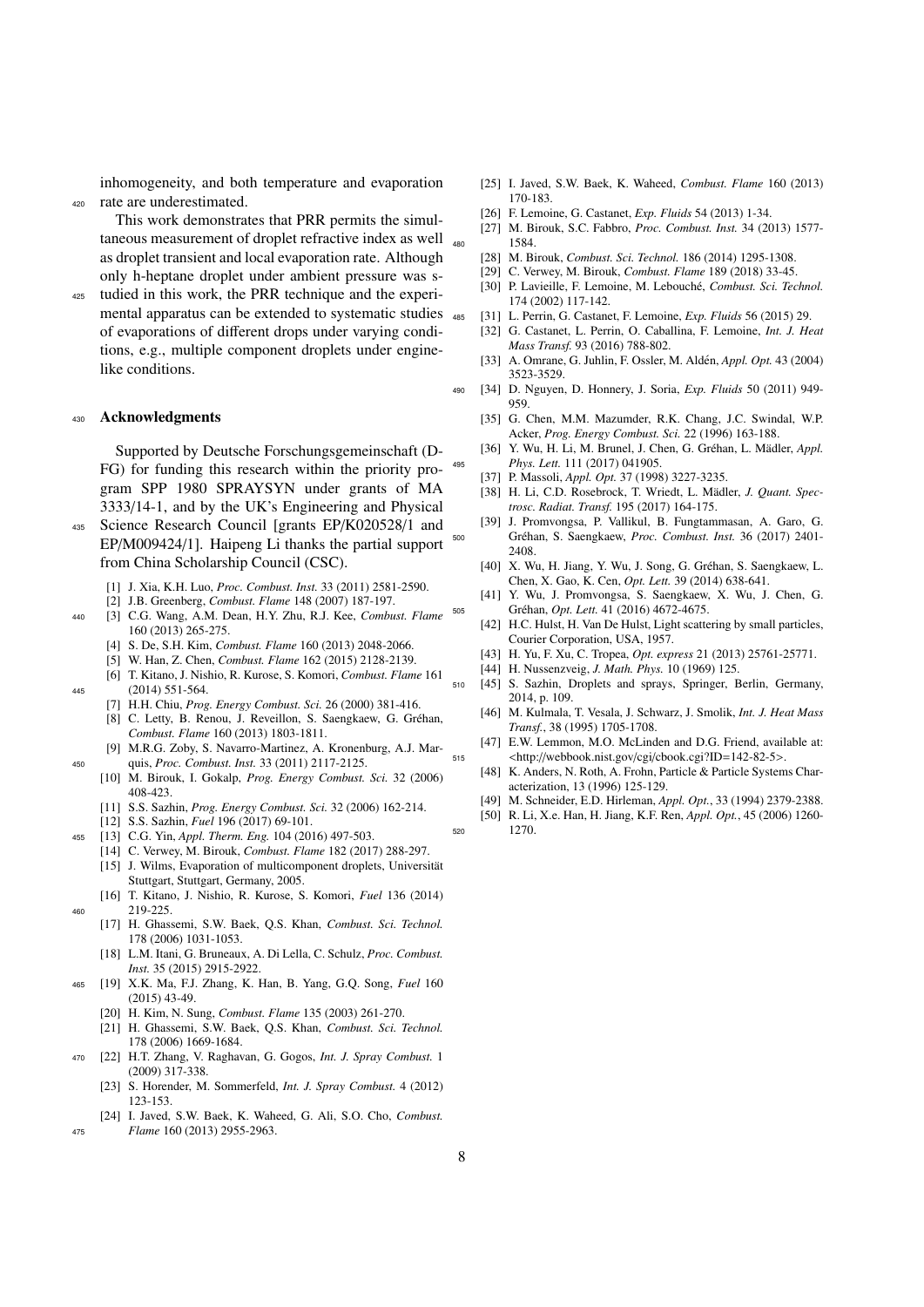inhomogeneity, and both temperature and evaporation rate are underestimated.

This work demonstrates that PRR permits the simultaneous measurement of droplet refractive index as well as droplet transient and local evaporation rate. Although only h-heptane droplet under ambient pressure was studied in this work, the PRR technique and the experimental apparatus can be extended to systematic studies of evaporations of different drops under varying conditions, e.g., multiple component droplets under engine-like conditions.

## Acknowledgments

Supported by Deutsche Forschungsgemeinschaft (DFG) for funding this research within the priority program SPP 1980 SPRAYSYN under grants of MA 3333/14-1, and by the UK's Engineering and Physical Science Research Council [grants EP/K020528/1 and EP/M009424/1]. Haipeng Li thanks the partial support from China Scholarship Council (CSC).

[1] J. Xia, K.H. Luo, *Proc. Combust. Inst.* 33 (2011) 2581-2590.

[2] J.B. Greenberg, *Combust. Flame* 148 (2007) 187-197.

[3] C.G. Wang, A.M. Dean, H.Y. Zhu, R.J. Kee, *Combust. Flame* 160 (2013) 265-275.

[4] S. De, S.H. Kim, *Combust. Flame* 160 (2013) 2048-2066.

[5] W. Han, Z. Chen, *Combust. Flame* 162 (2015) 2128-2139.

[6] T. Kitano, J. Nishio, R. Kurose, S. Komori, *Combust. Flame* 161 (2014) 551-564.

[7] H.H. Chiu, *Prog. Energy Combust. Sci.* 26 (2000) 381-416.

[8] C. Letty, B. Renou, J. Reveillon, S. Saengkaew, G. Gréhan, *Combust. Flame* 160 (2013) 1803-1811.

[9] M.R.G. Zoby, S. Navarro-Martinez, A. Kronenburg, A.J. Marquis, *Proc. Combust. Inst.* 33 (2011) 2117-2125.

[10] M. Birouk, I. Gokalp, *Prog. Energy Combust. Sci.* 32 (2006) 408-423.

[11] S.S. Sazhin, *Prog. Energy Combust. Sci.* 32 (2006) 162-214.

[12] S.S. Sazhin, *Fuel* 196 (2017) 69-101.

[13] C.G. Yin, *Appl. Therm. Eng.* 104 (2016) 497-503.

[14] C. Verwey, M. Birouk, *Combust. Flame* 182 (2017) 288-297.

[15] J. Wilms, Evaporation of multicomponent droplets, Universität Stuttgart, Stuttgart, Germany, 2005.

[16] T. Kitano, J. Nishio, R. Kurose, S. Komori, *Fuel* 136 (2014) 219-225.

[17] H. Ghassemi, S.W. Baek, Q.S. Khan, *Combust. Sci. Technol.* 178 (2006) 1031-1053.

[18] L.M. Itani, G. Bruneaux, A. Di Lella, C. Schulz, *Proc. Combust. Inst.* 35 (2015) 2915-2922.

[19] X.K. Ma, F.J. Zhang, K. Han, B. Yang, G.Q. Song, *Fuel* 160 (2015) 43-49.

[20] H. Kim, N. Sung, *Combust. Flame* 135 (2003) 261-270.

[21] H. Ghassemi, S.W. Baek, Q.S. Khan, *Combust. Sci. Technol.* 178 (2006) 1669-1684.

[22] H.T. Zhang, V. Raghavan, G. Gogos, *Int. J. Spray Combust.* 1 (2009) 317-338.

[23] S. Horender, M. Sommerfeld, *Int. J. Spray Combust.* 4 (2012) 123-153.

[24] I. Javed, S.W. Baek, K. Waheed, G. Ali, S.O. Cho, *Combust. Flame* 160 (2013) 2955-2963.

[25] I. Javed, S.W. Baek, K. Waheed, *Combust. Flame* 160 (2013) 170-183.

[26] F. Lemoine, G. Castanet, *Exp. Fluids* 54 (2013) 1-34.

[27] M. Birouk, S.C. Fabbro, *Proc. Combust. Inst.* 34 (2013) 1577-1584.

[28] M. Birouk, *Combust. Sci. Technol.* 186 (2014) 1295-1308.

[29] C. Verwey, M. Birouk, *Combust. Flame* 189 (2018) 33-45.

[30] P. Lavieille, F. Lemoine, M. Lebouché, *Combust. Sci. Technol.* 174 (2002) 117-142.

[31] L. Perrin, G. Castanet, F. Lemoine, *Exp. Fluids* 56 (2015) 29.

[32] G. Castanet, L. Perrin, O. Caballina, F. Lemoine, *Int. J. Heat Mass Transf.* 93 (2016) 788-802.

[33] A. Omrane, G. Juhlin, F. Ossler, M. Aldén, *Appl. Opt.* 43 (2004) 3523-3529.

[34] D. Nguyen, D. Honnery, J. Soria, *Exp. Fluids* 50 (2011) 949-959.

[35] G. Chen, M.M. Mazumder, R.K. Chang, J.C. Swindal, W.P. Acker, *Prog. Energy Combust. Sci.* 22 (1996) 163-188.

[36] Y. Wu, H. Li, M. Brunel, J. Chen, G. Gréhan, L. Mädler, *Appl. Phys. Lett.* 111 (2017) 041905.

[37] P. Massoli, *Appl. Opt.* 37 (1998) 3227-3235.

[38] H. Li, C.D. Rosebrock, T. Wriedt, L. Mädler, *J. Quant. Spectrosc. Radiat. Transf.* 195 (2017) 164-175.

[39] J. Promvongsa, P. Vallikul, B. Fungtammasan, A. Garo, G. Gréhan, S. Saengkaew, *Proc. Combust. Inst.* 36 (2017) 2401-2408.

[40] X. Wu, H. Jiang, Y. Wu, J. Song, G. Gréhan, S. Saengkaew, L. Chen, X. Gao, K. Cen, *Opt. Lett.* 39 (2014) 638-641.

[41] Y. Wu, J. Promvongsa, S. Saengkaew, X. Wu, J. Chen, G. Gréhan, *Opt. Lett.* 41 (2016) 4672-4675.

[42] H.C. Hulst, H. Van De Hulst, Light scattering by small particles, Courier Corporation, USA, 1957.

[43] H. Yu, F. Xu, C. Tropea, *Opt. express* 21 (2013) 25761-25771.

[44] H. Nussenzveig, *J. Math. Phys.* 10 (1969) 125.

[45] S. Sazhin, Droplets and sprays, Springer, Berlin, Germany, 2014, p. 109.

[46] M. Kulmala, T. Vesala, J. Schwarz, J. Smolik, *Int. J. Heat Mass Transf.*, 38 (1995) 1705-1708.

[47] E.W. Lemmon, M.O. McLinden and D.G. Friend, available at: <http://webbook.nist.gov/cgi/cbook.cgi?ID=142-82-5>.

[48] K. Anders, N. Roth, A. Frohn, Particle & Particle Systems Characterization, 13 (1996) 125-129.

[49] M. Schneider, E.D. Hirleman, *Appl. Opt.*, 33 (1994) 2379-2388.

[50] R. Li, X.e. Han, H. Jiang, K.F. Ren, *Appl. Opt.*, 45 (2006) 1260-1270.